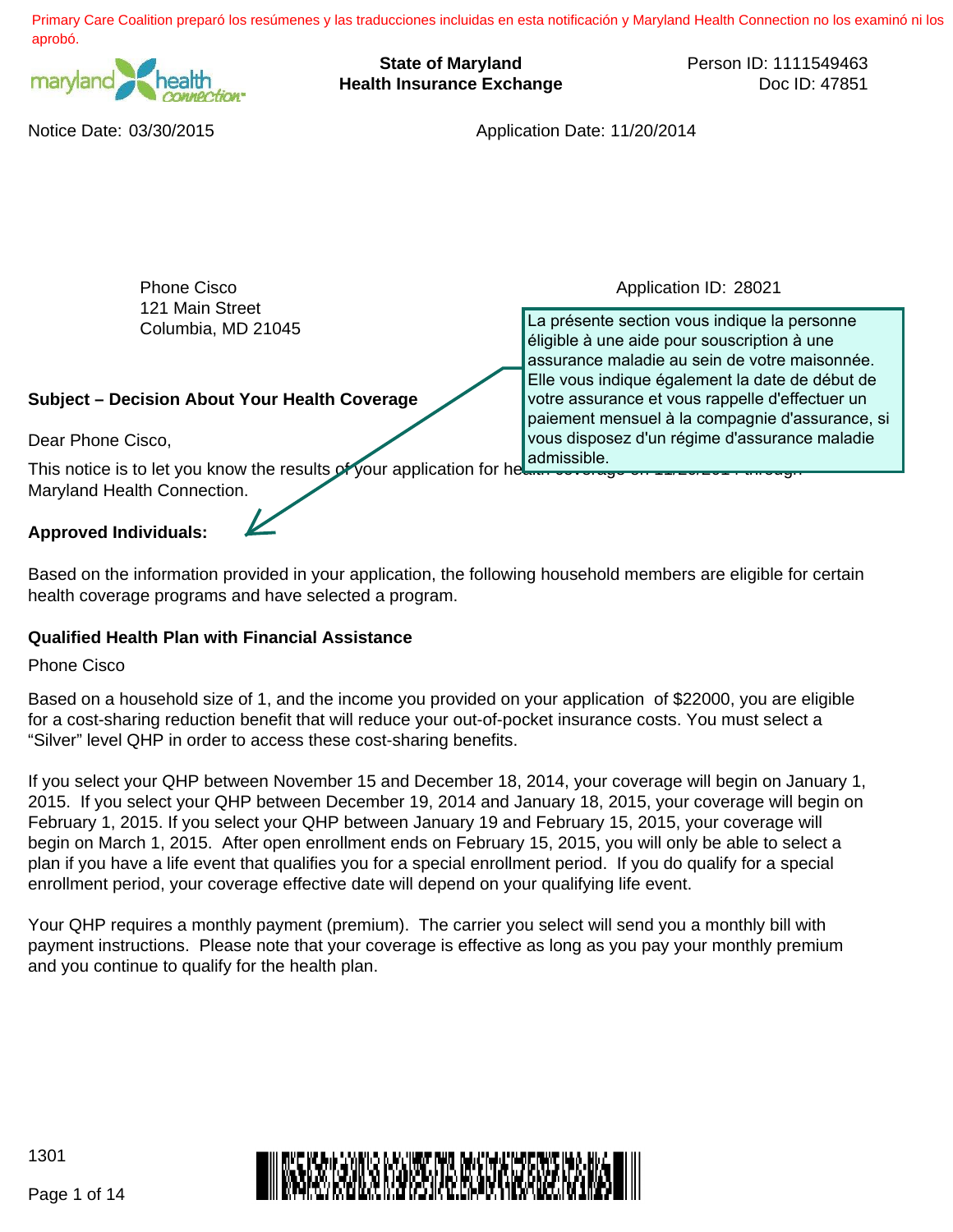Primary Care Coalition preparó los resúmenes y las traducciones incluidas en esta notificación y Maryland Health Connection no los examinó ni los aprobó.

**State of Maryland**
**Health Insurance Exchange**

Person ID: 1111549463
Doc ID: 47851

Notice Date: 03/30/2015

Application Date: 11/20/2014

Phone Cisco
121 Main Street
Columbia, MD 21045

Application ID: 28021

> La présente section vous indique la personne éligible à une aide pour souscription à une assurance maladie au sein de votre maisonnée. Elle vous indique également la date de début de votre assurance et vous rappelle d'effectuer un paiement mensuel à la compagnie d'assurance, si vous disposez d'un régime d'assurance maladie admissible.

**Subject – Decision About Your Health Coverage**

Dear Phone Cisco,

This notice is to let you know the results of your application for health coverage on 11/20/2014 through Maryland Health Connection.

**Approved Individuals:**

Based on the information provided in your application, the following household members are eligible for certain health coverage programs and have selected a program.

**Qualified Health Plan with Financial Assistance**

Phone Cisco

Based on a household size of 1, and the income you provided on your application of $22000, you are eligible for a cost-sharing reduction benefit that will reduce your out-of-pocket insurance costs. You must select a "Silver" level QHP in order to access these cost-sharing benefits.

If you select your QHP between November 15 and December 18, 2014, your coverage will begin on January 1, 2015. If you select your QHP between December 19, 2014 and January 18, 2015, your coverage will begin on February 1, 2015. If you select your QHP between January 19 and February 15, 2015, your coverage will begin on March 1, 2015. After open enrollment ends on February 15, 2015, you will only be able to select a plan if you have a life event that qualifies you for a special enrollment period. If you do qualify for a special enrollment period, your coverage effective date will depend on your qualifying life event.

Your QHP requires a monthly payment (premium). The carrier you select will send you a monthly bill with payment instructions. Please note that your coverage is effective as long as you pay your monthly premium and you continue to qualify for the health plan.

1301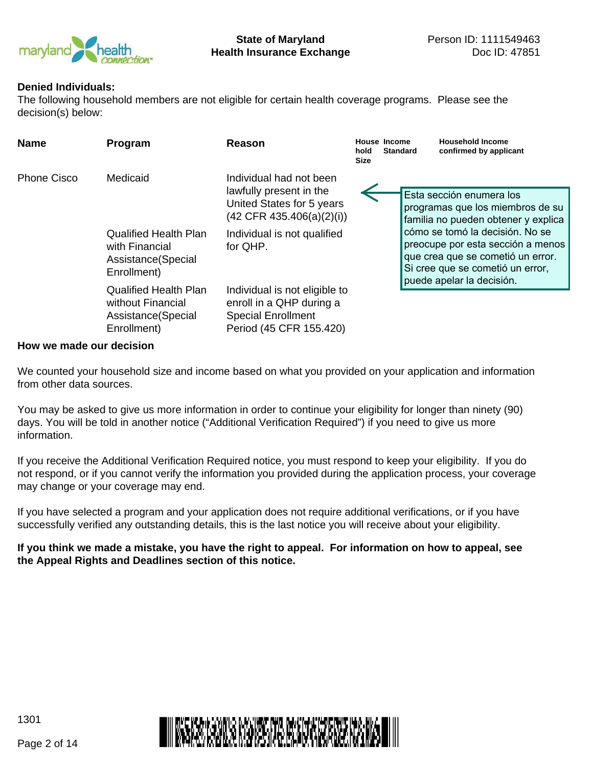**Denied Individuals:**

The following household members are not eligible for certain health coverage programs. Please see the decision(s) below:

| Name | Program | Reason | Household Size | Income Standard | Household Income confirmed by applicant |
|---|---|---|---|---|---|
| Phone Cisco | Medicaid | Individual had not been lawfully present in the United States for 5 years (42 CFR 435.406(a)(2)(i)) | | | |
| | Qualified Health Plan with Financial Assistance(Special Enrollment) | Individual is not qualified for QHP. | | | |
| | Qualified Health Plan without Financial Assistance(Special Enrollment) | Individual is not eligible to enroll in a QHP during a Special Enrollment Period (45 CFR 155.420) | | | |

Esta sección enumera los programas que los miembros de su familia no pueden obtener y explica cómo se tomó la decisión. No se preocupe por esta sección a menos que crea que se cometió un error. Si cree que se cometió un error, puede apelar la decisión.

**How we made our decision**

We counted your household size and income based on what you provided on your application and information from other data sources.

You may be asked to give us more information in order to continue your eligibility for longer than ninety (90) days. You will be told in another notice ("Additional Verification Required") if you need to give us more information.

If you receive the Additional Verification Required notice, you must respond to keep your eligibility. If you do not respond, or if you cannot verify the information you provided during the application process, your coverage may change or your coverage may end.

If you have selected a program and your application does not require additional verifications, or if you have successfully verified any outstanding details, this is the last notice you will receive about your eligibility.

**If you think we made a mistake, you have the right to appeal. For information on how to appeal, see the Appeal Rights and Deadlines section of this notice.**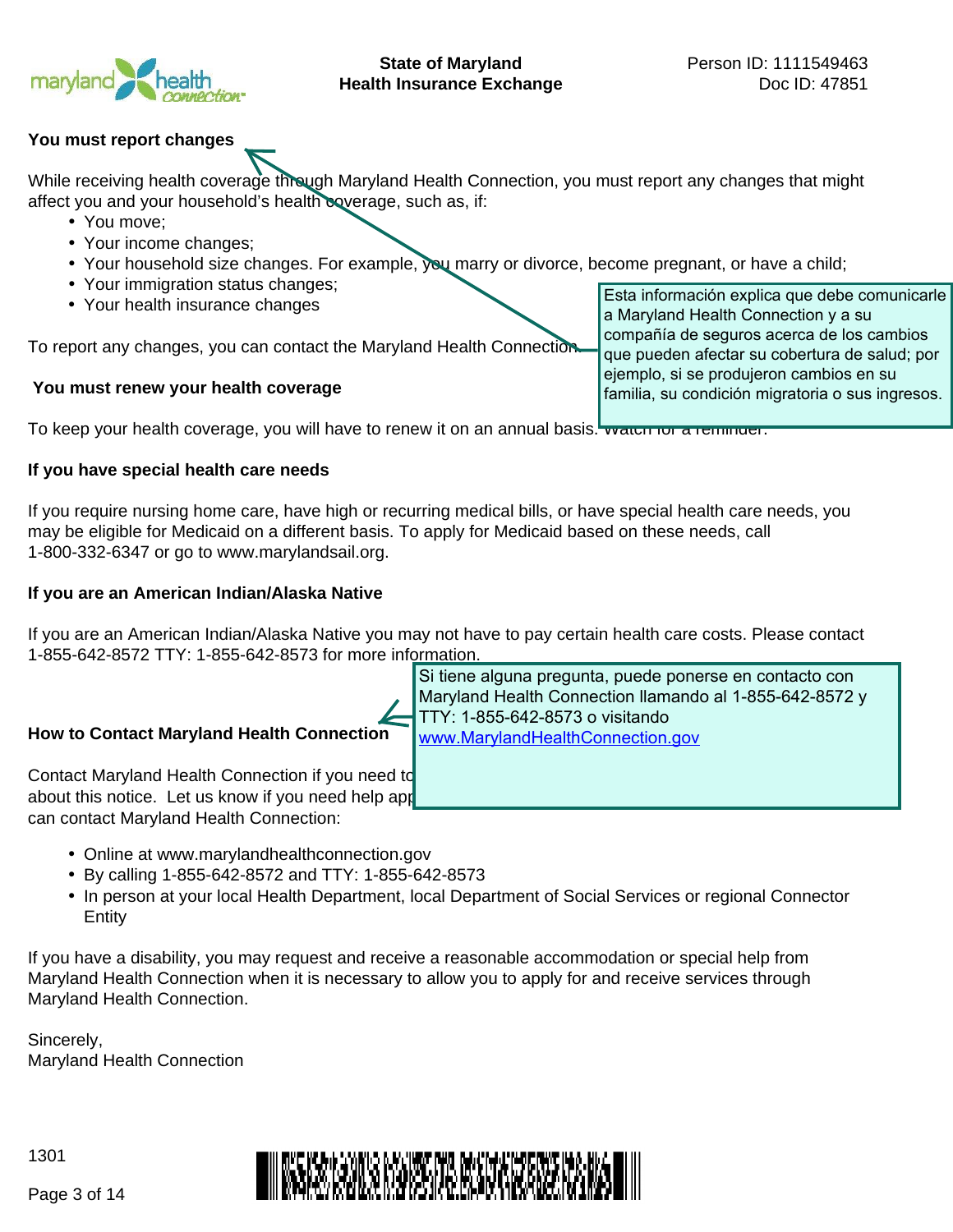**You must report changes**

While receiving health coverage through Maryland Health Connection, you must report any changes that might affect you and your household's health coverage, such as, if:

- You move;
- Your income changes;
- Your household size changes. For example, you marry or divorce, become pregnant, or have a child;
- Your immigration status changes;
- Your health insurance changes

To report any changes, you can contact the Maryland Health Connection.

> Esta información explica que debe comunicarle a Maryland Health Connection y a su compañía de seguros acerca de los cambios que pueden afectar su cobertura de salud; por ejemplo, si se produjeron cambios en su familia, su condición migratoria o sus ingresos.

**You must renew your health coverage**

To keep your health coverage, you will have to renew it on an annual basis. Watch for a reminder.

**If you have special health care needs**

If you require nursing home care, have high or recurring medical bills, or have special health care needs, you may be eligible for Medicaid on a different basis. To apply for Medicaid based on these needs, call 1-800-332-6347 or go to www.marylandsail.org.

**If you are an American Indian/Alaska Native**

If you are an American Indian/Alaska Native you may not have to pay certain health care costs. Please contact 1-855-642-8572 TTY: 1-855-642-8573 for more information.

**How to Contact Maryland Health Connection**

> Si tiene alguna pregunta, puede ponerse en contacto con Maryland Health Connection llamando al 1-855-642-8572 y TTY: 1-855-642-8573 o visitando www.MarylandHealthConnection.gov

Contact Maryland Health Connection if you need to ... about this notice. Let us know if you need help app... can contact Maryland Health Connection:

- Online at www.marylandhealthconnection.gov
- By calling 1-855-642-8572 and TTY: 1-855-642-8573
- In person at your local Health Department, local Department of Social Services or regional Connector Entity

If you have a disability, you may request and receive a reasonable accommodation or special help from Maryland Health Connection when it is necessary to allow you to apply for and receive services through Maryland Health Connection.

Sincerely,
Maryland Health Connection

1301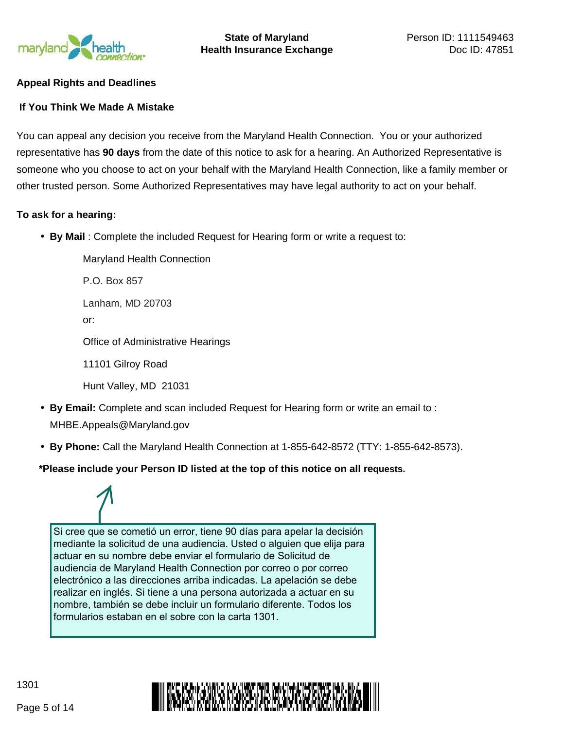State of Maryland
Health Insurance Exchange

Person ID: 1111549463
Doc ID: 47851

## Appeal Rights and Deadlines

### If You Think We Made A Mistake

You can appeal any decision you receive from the Maryland Health Connection. You or your authorized representative has **90 days** from the date of this notice to ask for a hearing. An Authorized Representative is someone who you choose to act on your behalf with the Maryland Health Connection, like a family member or other trusted person. Some Authorized Representatives may have legal authority to act on your behalf.

**To ask for a hearing:**

- **By Mail** : Complete the included Request for Hearing form or write a request to:

  Maryland Health Connection
  P.O. Box 857
  Lanham, MD 20703

  or:

  Office of Administrative Hearings
  11101 Gilroy Road
  Hunt Valley, MD 21031

- **By Email:** Complete and scan included Request for Hearing form or write an email to : MHBE.Appeals@Maryland.gov
- **By Phone:** Call the Maryland Health Connection at 1-855-642-8572 (TTY: 1-855-642-8573).

**\*Please include your Person ID listed at the top of this notice on all requests.**

> Si cree que se cometió un error, tiene 90 días para apelar la decisión mediante la solicitud de una audiencia. Usted o alguien que elija para actuar en su nombre debe enviar el formulario de Solicitud de audiencia de Maryland Health Connection por correo o por correo electrónico a las direcciones arriba indicadas. La apelación se debe realizar en inglés. Si tiene a una persona autorizada a actuar en su nombre, también se debe incluir un formulario diferente. Todos los formularios estaban en el sobre con la carta 1301.

1301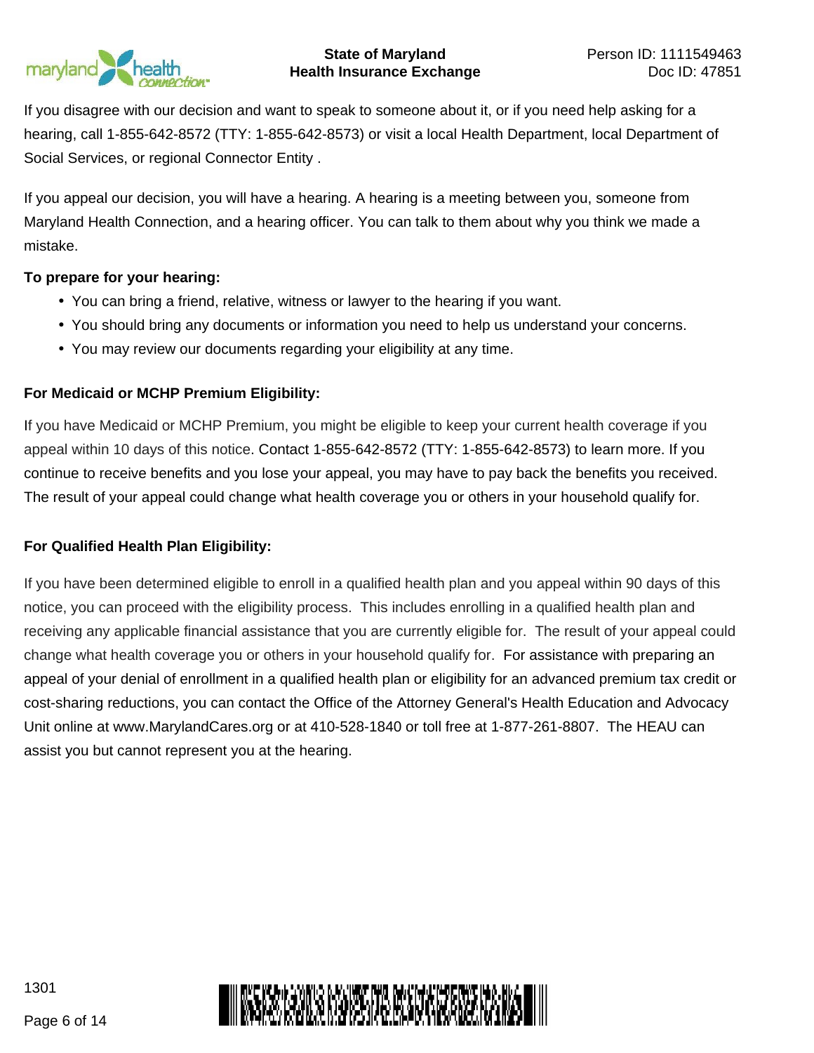If you disagree with our decision and want to speak to someone about it, or if you need help asking for a hearing, call 1-855-642-8572 (TTY: 1-855-642-8573) or visit a local Health Department, local Department of Social Services, or regional Connector Entity .

If you appeal our decision, you will have a hearing. A hearing is a meeting between you, someone from Maryland Health Connection, and a hearing officer. You can talk to them about why you think we made a mistake.

**To prepare for your hearing:**

- You can bring a friend, relative, witness or lawyer to the hearing if you want.
- You should bring any documents or information you need to help us understand your concerns.
- You may review our documents regarding your eligibility at any time.

**For Medicaid or MCHP Premium Eligibility:**

If you have Medicaid or MCHP Premium, you might be eligible to keep your current health coverage if you appeal within 10 days of this notice. Contact 1-855-642-8572 (TTY: 1-855-642-8573) to learn more. If you continue to receive benefits and you lose your appeal, you may have to pay back the benefits you received. The result of your appeal could change what health coverage you or others in your household qualify for.

**For Qualified Health Plan Eligibility:**

If you have been determined eligible to enroll in a qualified health plan and you appeal within 90 days of this notice, you can proceed with the eligibility process. This includes enrolling in a qualified health plan and receiving any applicable financial assistance that you are currently eligible for. The result of your appeal could change what health coverage you or others in your household qualify for. For assistance with preparing an appeal of your denial of enrollment in a qualified health plan or eligibility for an advanced premium tax credit or cost-sharing reductions, you can contact the Office of the Attorney General's Health Education and Advocacy Unit online at www.MarylandCares.org or at 410-528-1840 or toll free at 1-877-261-8807. The HEAU can assist you but cannot represent you at the hearing.